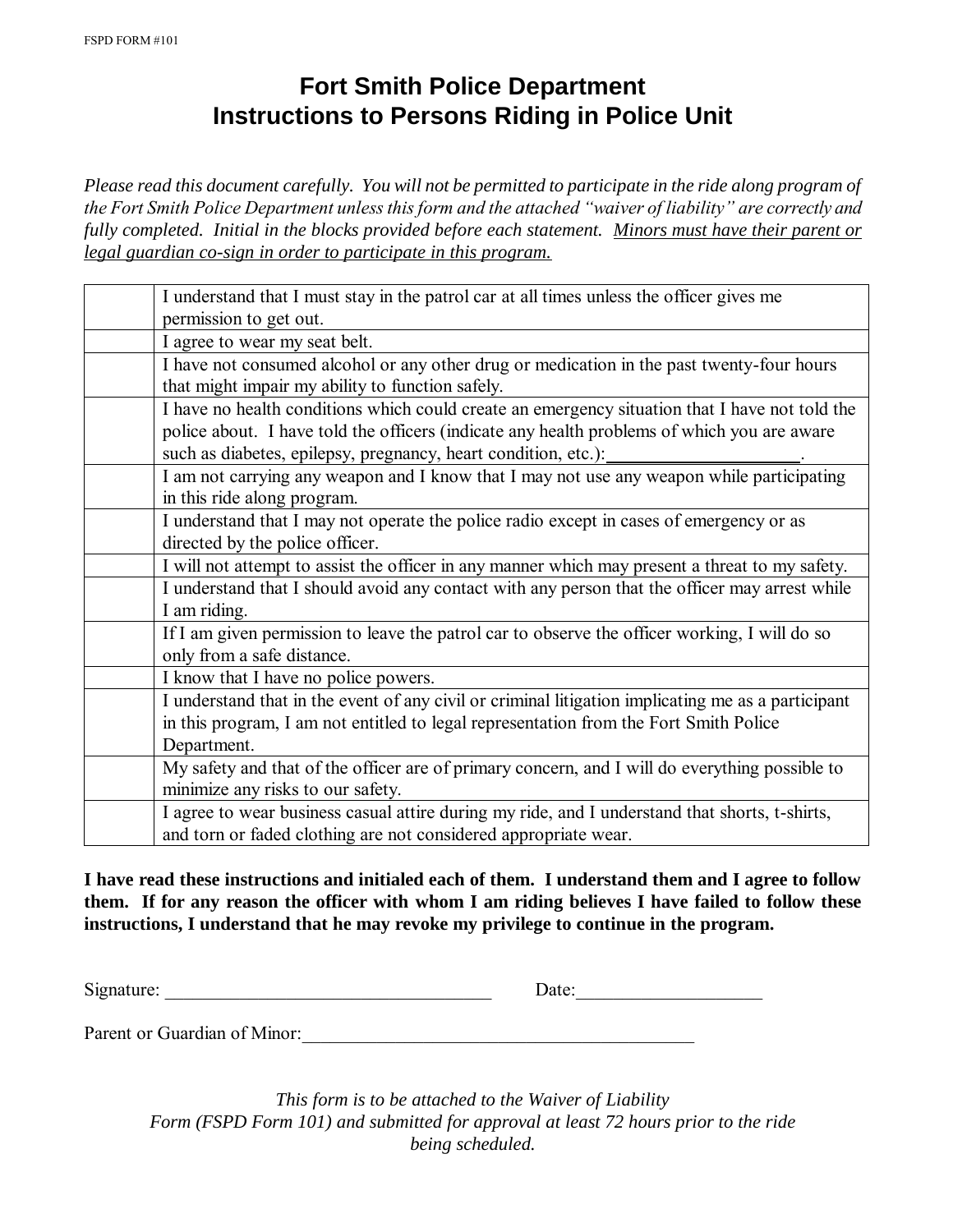FSPD FORM #101

# Fort Smith Police Department
# Instructions to Persons Riding in Police Unit

*Please read this document carefully. You will not be permitted to participate in the ride along program of the Fort Smith Police Department unless this form and the attached "waiver of liability" are correctly and fully completed. Initial in the blocks provided before each statement. <u>Minors must have their parent or legal guardian co-sign in order to participate in this program.</u>*

| | |
|---|---|
| | I understand that I must stay in the patrol car at all times unless the officer gives me permission to get out. |
| | I agree to wear my seat belt. |
| | I have not consumed alcohol or any other drug or medication in the past twenty-four hours that might impair my ability to function safely. |
| | I have no health conditions which could create an emergency situation that I have not told the police about. I have told the officers (indicate any health problems of which you are aware such as diabetes, epilepsy, pregnancy, heart condition, etc.):____________________. |
| | I am not carrying any weapon and I know that I may not use any weapon while participating in this ride along program. |
| | I understand that I may not operate the police radio except in cases of emergency or as directed by the police officer. |
| | I will not attempt to assist the officer in any manner which may present a threat to my safety. |
| | I understand that I should avoid any contact with any person that the officer may arrest while I am riding. |
| | If I am given permission to leave the patrol car to observe the officer working, I will do so only from a safe distance. |
| | I know that I have no police powers. |
| | I understand that in the event of any civil or criminal litigation implicating me as a participant in this program, I am not entitled to legal representation from the Fort Smith Police Department. |
| | My safety and that of the officer are of primary concern, and I will do everything possible to minimize any risks to our safety. |
| | I agree to wear business casual attire during my ride, and I understand that shorts, t-shirts, and torn or faded clothing are not considered appropriate wear. |

**I have read these instructions and initialed each of them. I understand them and I agree to follow them. If for any reason the officer with whom I am riding believes I have failed to follow these instructions, I understand that he may revoke my privilege to continue in the program.**

Signature: ___________________________________ Date:____________________

Parent or Guardian of Minor:___________________________________________

*This form is to be attached to the Waiver of Liability Form (FSPD Form 101) and submitted for approval at least 72 hours prior to the ride being scheduled.*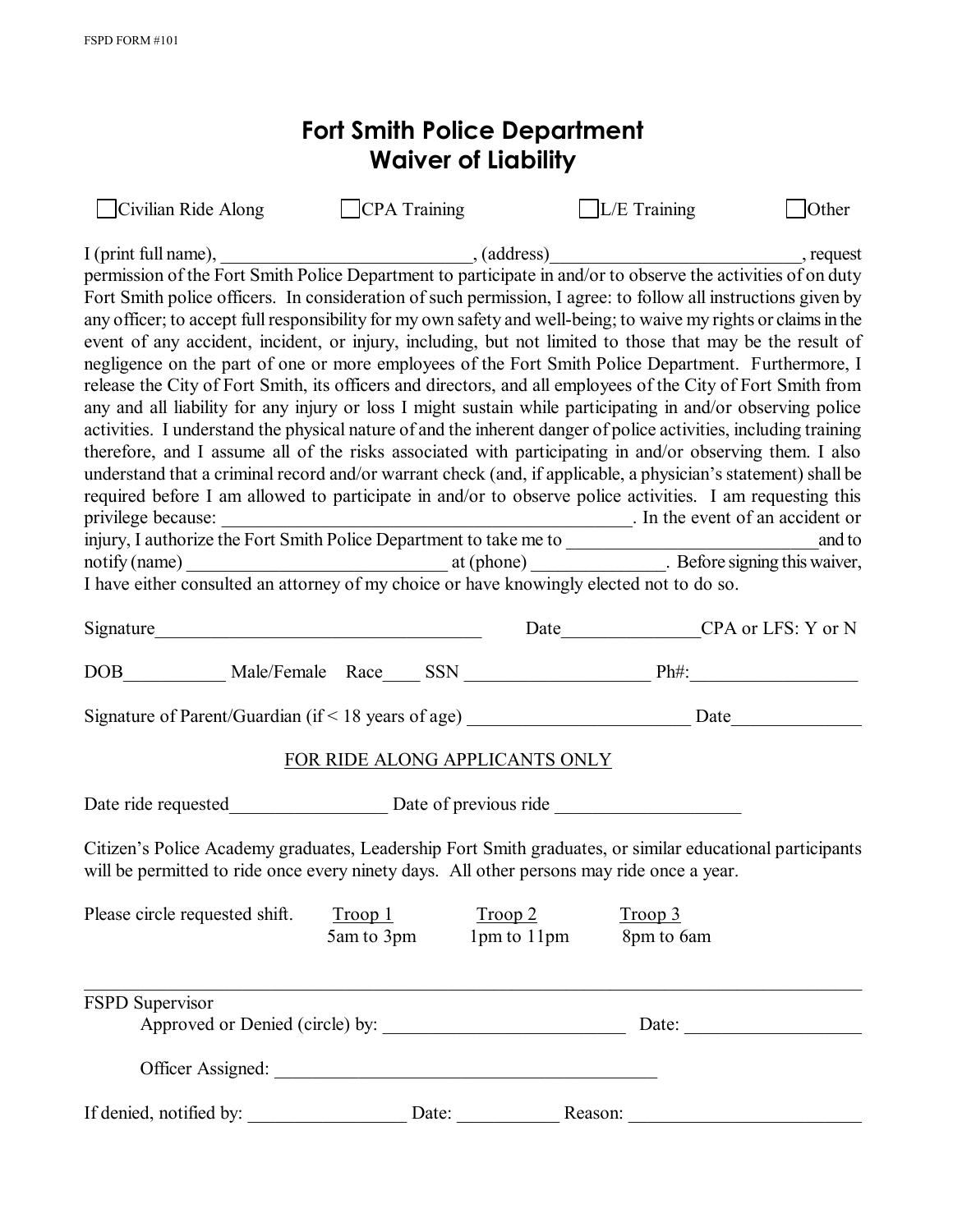# Fort Smith Police Department
## Waiver of Liability

☐ Civilian Ride Along ☐ CPA Training ☐ L/E Training ☐ Other

I (print full name), ___________________________, (address)___________________________, request permission of the Fort Smith Police Department to participate in and/or to observe the activities of on duty Fort Smith police officers. In consideration of such permission, I agree: to follow all instructions given by any officer; to accept full responsibility for my own safety and well-being; to waive my rights or claims in the event of any accident, incident, or injury, including, but not limited to those that may be the result of negligence on the part of one or more employees of the Fort Smith Police Department. Furthermore, I release the City of Fort Smith, its officers and directors, and all employees of the City of Fort Smith from any and all liability for any injury or loss I might sustain while participating in and/or observing police activities. I understand the physical nature of and the inherent danger of police activities, including training therefore, and I assume all of the risks associated with participating in and/or observing them. I also understand that a criminal record and/or warrant check (and, if applicable, a physician's statement) shall be required before I am allowed to participate in and/or to observe police activities. I am requesting this privilege because: ______________________________________________. In the event of an accident or injury, I authorize the Fort Smith Police Department to take me to ___________________________and to notify (name) ____________________________ at (phone) _______________. Before signing this waiver, I have either consulted an attorney of my choice or have knowingly elected not to do so.

Signature____________________________________ Date_______________CPA or LFS: Y or N

DOB___________ Male/Female Race____ SSN ____________________ Ph#:__________________

Signature of Parent/Guardian (if < 18 years of age) ________________________ Date______________

FOR RIDE ALONG APPLICANTS ONLY

Date ride requested_________________ Date of previous ride ____________________

Citizen's Police Academy graduates, Leadership Fort Smith graduates, or similar educational participants will be permitted to ride once every ninety days. All other persons may ride once a year.

Please circle requested shift.

| Troop 1 | Troop 2 | Troop 3 |
| --- | --- | --- |
| 5am to 3pm | 1pm to 11pm | 8pm to 6am |

---

FSPD Supervisor

Approved or Denied (circle) by: __________________________ Date: ___________________

Officer Assigned: __________________________________________

If denied, notified by: _________________ Date: ___________ Reason: _________________________